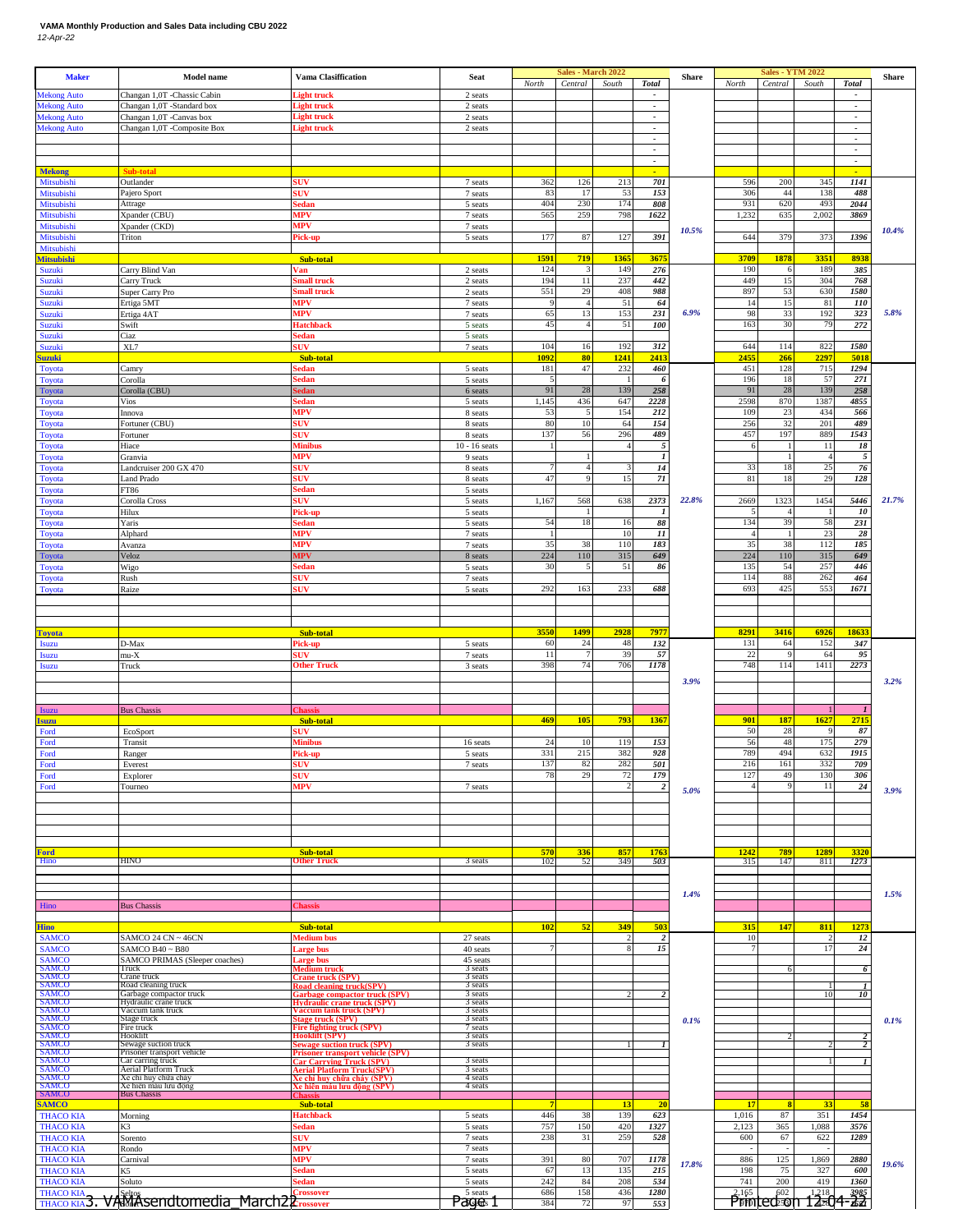**VAMA Monthly Production and Sales Data including CBU 2022**

*12-Apr-22*

| Maker | Model name | Vama Clasiffication | Seat | Sales - March 2022 North | Central | South | Total | Share | Sales - YTM 2022 North | Central | South | Total | Share |
|---|---|---|---|---|---|---|---|---|---|---|---|---|---|
| Mekong Auto | Changan 1,0T -Chassic Cabin | Light truck | 2 seats | | | | - | | | | | - | |
| Mekong Auto | Changan 1,0T -Standard box | Light truck | 2 seats | | | | - | | | | | - | |
| Mekong Auto | Changan 1,0T -Canvas box | Light truck | 2 seats | | | | - | | | | | - | |
| Mekong Auto | Changan 1,0T -Composite Box | Light truck | 2 seats | | | | - | | | | | - | |
| | | | | | | | - | | | | | - | |
| | | | | | | | - | | | | | - | |
| | | | | | | | - | | | | | - | |
| Mekong | Sub-total | | | | | | - | | | | | - | |
| Mitsubishi | Outlander | SUV | 7 seats | 362 | 126 | 213 | 701 | 10.5% | 596 | 200 | 345 | 1141 | 10.4% |
| Mitsubishi | Pajero Sport | SUV | 7 seats | 83 | 17 | 53 | 153 | | 306 | 44 | 138 | 488 | |
| Mitsubishi | Attrage | Sedan | 5 seats | 404 | 230 | 174 | 808 | | 931 | 620 | 493 | 2044 | |
| Mitsubishi | Xpander (CBU) | MPV | 7 seats | 565 | 259 | 798 | 1622 | | 1,232 | 635 | 2,002 | 3869 | |
| Mitsubishi | Xpander (CKD) | MPV | 7 seats | | | | | | | | | | |
| Mitsubishi | Triton | Pick-up | 5 seats | 177 | 87 | 127 | 391 | | 644 | 379 | 373 | 1396 | |
| Mitsubishi | | | | | | | | | | | | | |
| Mitsubishi | | Sub-total | | 1591 | 719 | 1365 | 3675 | | 3709 | 1878 | 3351 | 8938 | |
| Suzuki | Carry Blind Van | Van | 2 seats | 124 | 3 | 149 | 276 | 6.9% | 190 | 6 | 189 | 385 | 5.8% |
| Suzuki | Carry Truck | Small truck | 2 seats | 194 | 11 | 237 | 442 | | 449 | 15 | 304 | 768 | |
| Suzuki | Super Carry Pro | Small truck | 2 seats | 551 | 29 | 408 | 988 | | 897 | 53 | 630 | 1580 | |
| Suzuki | Ertiga 5MT | MPV | 7 seats | 9 | 4 | 51 | 64 | | 14 | 15 | 81 | 110 | |
| Suzuki | Ertiga 4AT | MPV | 7 seats | 65 | 13 | 153 | 231 | | 98 | 33 | 192 | 323 | |
| Suzuki | Swift | Hatchback | 5 seats | 45 | 4 | 51 | 100 | | 163 | 30 | 79 | 272 | |
| Suzuki | Ciaz | Sedan | 5 seats | | | | | | | | | | |
| Suzuki | XL7 | SUV | 7 seats | 104 | 16 | 192 | 312 | | 644 | 114 | 822 | 1580 | |
| Suzuki | | Sub-total | | 1092 | 80 | 1241 | 2413 | | 2455 | 266 | 2297 | 5018 | |
| Toyota | Camry | Sedan | 5 seats | 181 | 47 | 232 | 460 | 22.8% | 451 | 128 | 715 | 1294 | 21.7% |
| Toyota | Corolla | Sedan | 5 seats | 5 | | 1 | 6 | | 196 | 18 | 57 | 271 | |
| Toyota | Corolla (CBU) | Sedan | 6 seats | 91 | 28 | 139 | 258 | | 91 | 28 | 139 | 258 | |
| Toyota | Vios | Sedan | 5 seats | 1,145 | 436 | 647 | 2228 | | 2598 | 870 | 1387 | 4855 | |
| Toyota | Innova | MPV | 8 seats | 53 | 5 | 154 | 212 | | 109 | 23 | 434 | 566 | |
| Toyota | Fortuner (CBU) | SUV | 8 seats | 80 | 10 | 64 | 154 | | 256 | 32 | 201 | 489 | |
| Toyota | Fortuner | SUV | 8 seats | 137 | 56 | 296 | 489 | | 457 | 197 | 889 | 1543 | |
| Toyota | Hiace | Minibus | 10 - 16 seats | 1 | | 4 | 5 | | 6 | 1 | 11 | 18 | |
| Toyota | Granvia | MPV | 9 seats | | 1 | | 1 | | | 1 | 4 | 5 | |
| Toyota | Landcruiser 200 GX 470 | SUV | 8 seats | 7 | 4 | 3 | 14 | | 33 | 18 | 25 | 76 | |
| Toyota | Land Prado | SUV | 8 seats | 47 | 9 | 15 | 71 | | 81 | 18 | 29 | 128 | |
| Toyota | FT86 | Sedan | 5 seats | | | | | | | | | | |
| Toyota | Corolla Cross | SUV | 5 seats | 1,167 | 568 | 638 | 2373 | | 2669 | 1323 | 1454 | 5446 | |
| Toyota | Hilux | Pick-up | 5 seats | | 1 | | 6 | | 5 | 4 | 1 | 10 | |
| Toyota | Yaris | Sedan | 5 seats | 54 | 18 | 16 | 88 | | 134 | 39 | 58 | 231 | |
| Toyota | Alphard | MPV | 7 seats | 1 | | 10 | 11 | | 4 | 1 | 23 | 28 | |
| Toyota | Avanza | MPV | 7 seats | 35 | 38 | 110 | 183 | | 35 | 38 | 112 | 185 | |
| Toyota | Veloz | MPV | 8 seats | 224 | 110 | 315 | 649 | | 224 | 110 | 315 | 649 | |
| Toyota | Wigo | Sedan | 5 seats | 30 | 5 | 51 | 86 | | 135 | 54 | 257 | 446 | |
| Toyota | Rush | SUV | 7 seats | | | | | | 114 | 88 | 262 | 464 | |
| Toyota | Raize | SUV | 5 seats | 292 | 163 | 233 | 688 | | 693 | 425 | 553 | 1671 | |
| | | | | | | | | | | | | | |
| | | | | | | | | | | | | | |
| | | | | | | | | | | | | | |
| Toyota | | Sub-total | | 3550 | 1499 | 2928 | 7977 | | 8291 | 3416 | 6926 | 18633 | |
| Isuzu | D-Max | Pick-up | 5 seats | 60 | 24 | 48 | 132 | 3.9% | 131 | 64 | 152 | 347 | 3.2% |
| Isuzu | mu-X | SUV | 7 seats | 11 | 7 | 39 | 57 | | 22 | 9 | 64 | 95 | |
| Isuzu | Truck | Other Truck | 3 seats | 398 | 74 | 706 | 1178 | | 748 | 114 | 1411 | 2273 | |
| | | | | | | | | | | | | | |
| | | | | | | | | | | | | | |
| | | | | | | | | | | | | | |
| Isuzu | Bus Chassis | Chassis | | | | | | | | | 1 | 1 | |
| Isuzu | | Sub-total | | 469 | 105 | 793 | 1367 | | 901 | 187 | 1627 | 2715 | |
| Ford | EcoSport | SUV | | | | | | 5.0% | 50 | 28 | 9 | 87 | 3.9% |
| Ford | Transit | Minibus | 16 seats | 24 | 10 | 119 | 153 | | 56 | 48 | 175 | 279 | |
| Ford | Ranger | Pick-up | 5 seats | 331 | 215 | 382 | 928 | | 789 | 494 | 632 | 1915 | |
| Ford | Everest | SUV | 7 seats | 137 | 82 | 282 | 501 | | 216 | 161 | 332 | 709 | |
| Ford | Explorer | SUV | | 78 | 29 | 72 | 179 | | 127 | 49 | 130 | 306 | |
| Ford | Tourneo | MPV | 7 seats | | | 2 | 2 | | 4 | 9 | 11 | 24 | |
| | | | | | | | | | | | | | |
| | | | | | | | | | | | | | |
| | | | | | | | | | | | | | |
| | | | | | | | | | | | | | |
| | | | | | | | | | | | | | |
| Ford | | Sub-total | | 570 | 336 | 857 | 1763 | | 1242 | 789 | 1289 | 3320 | |
| Hino | HINO | Other Truck | 3 seats | 102 | 52 | 349 | 503 | 1.4% | 315 | 147 | 811 | 1273 | 1.5% |
| | | | | | | | | | | | | | |
| | | | | | | | | | | | | | |
| | | | | | | | | | | | | | |
| Hino | Bus Chassis | Chassis | | | | | | | | | | | |
| | | | | | | | | | | | | | |
| Hino | | Sub-total | | 102 | 52 | 349 | 503 | | 315 | 147 | 811 | 1273 | |
| SAMCO | SAMCO 24 CN ~ 46CN | Medium bus | 27 seats | | | 2 | 2 | 0.1% | 10 | | 2 | 12 | 0.1% |
| SAMCO | SAMCO B40 ~ B80 | Large bus | 40 seats | 7 | | 8 | 15 | | 7 | | 17 | 24 | |
| SAMCO | SAMCO PRIMAS (Sleeper coaches) | Large bus | 45 seats | | | | | | | | | | |
| SAMCO | Truck | Medium truck | 3 seats | | | | | | | 6 | | 6 | |
| SAMCO | Crane truck | Crane truck (SPV) | 3 seats | | | | | | | | | | |
| SAMCO | Road cleaning truck | Road cleaning truck(SPV) | 3 seats | | | | | | | | 1 | 1 | |
| SAMCO | Garbage compactor truck | Garbage compactor truck (SPV) | 3 seats | | | 2 | 2 | | | | 10 | 10 | |
| SAMCO | Hydraulic crane truck | Hydraulic crane truck (SPV) | 3 seats | | | | | | | | | | |
| SAMCO | Vaccum tank truck | Vaccum tank truck (SPV) | 3 seats | | | | | | | | | | |
| SAMCO | Stage truck | Stage truck (SPV) | 3 seats | | | | | | | | | | |
| SAMCO | Fire truck | Fire fighting truck (SPV) | 7 seats | | | | | | | | | | |
| SAMCO | Hooklift | Hooklift (SPV) | 3 seats | | | | | | | 2 | | 2 | |
| SAMCO | Sewage suction truck | Sewage suction truck (SPV) | 3 seats | | | 1 | 1 | | | | 2 | 2 | |
| SAMCO | Prisoner transport vehicle | Prisoner transport vehicle (SPV) | | | | | | | | | | | |
| SAMCO | Car carring truck | Car Carrying Truck (SPV) | 3 seats | | | | | | | | 1 | 1 | |
| SAMCO | Aerial Platform Truck | Aerial Platform Truck(SPV) | 3 seats | | | | | | | | | | |
| SAMCO | Xe chỉ huy chữa cháy | Xe chỉ huy chữa cháy (SPV) | 4 seats | | | | | | | | | | |
| SAMCO | Xe hiến máu lưu động | Xe hiến máu lưu động (SPV) | 4 seats | | | | | | | | | | |
| SAMCO | Bus Chassis | Chassis | | | | | | | | | | | |
| SAMCO | | Sub-total | | 7 | | 13 | 20 | | 17 | 8 | 33 | 58 | |
| THACO KIA | Morning | Hatchback | 5 seats | 446 | 38 | 139 | 623 | 17.8% | 1,016 | 87 | 351 | 1454 | 19.6% |
| THACO KIA | K3 | Sedan | 5 seats | 757 | 150 | 420 | 1327 | | 2,123 | 365 | 1,088 | 3576 | |
| THACO KIA | Sorento | SUV | 7 seats | 238 | 31 | 259 | 528 | | 600 | 67 | 622 | 1289 | |
| THACO KIA | Rondo | MPV | 7 seats | | | | | | - | - | - | - | |
| THACO KIA | Carnival | MPV | 7 seats | 391 | 80 | 707 | 1178 | | 886 | 125 | 1,869 | 2880 | |
| THACO KIA | K5 | Sedan | 5 seats | 67 | 13 | 135 | 215 | | 198 | 75 | 327 | 600 | |
| THACO KIA | Soluto | Sedan | 5 seats | 242 | 84 | 208 | 534 | | 741 | 200 | 419 | 1360 | |
| THACO KIA | Seltos | Crossover | 5 seats | 686 | 158 | 436 | 1280 | | 2,165 | 602 | 1,218 | 3985 | |
| THACO KIA | | Crossover | | 384 | 72 | 97 | 553 | | | | | | |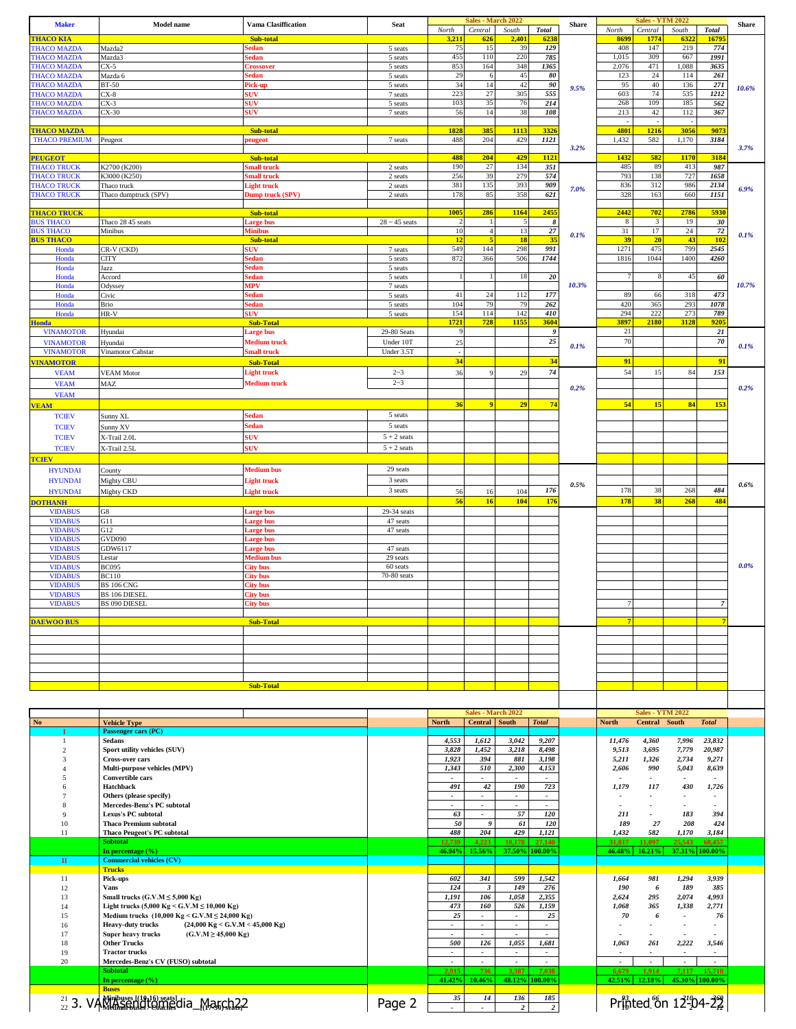| Maker | Model name | Vama Clasiffication | Seat | Sales - March 2022 North | Central | South | Total | Share | Sales - YTM 2022 North | Central | South | Total | Share |
|---|---|---|---|---|---|---|---|---|---|---|---|---|---|
| THACO KIA | | Sub-total | | 3,211 | 626 | 2,401 | 6238 | | 8699 | 1774 | 6322 | 16795 | |
| THACO MAZDA | Mazda2 | Sedan | 5 seats | 75 | 15 | 39 | 129 | | 408 | 147 | 219 | 774 | |
| THACO MAZDA | Mazda3 | Sedan | 5 seats | 455 | 110 | 220 | 785 | | 1,015 | 309 | 667 | 1991 | |
| THACO MAZDA | CX-5 | Crossover | 5 seats | 853 | 164 | 348 | 1365 | | 2,076 | 471 | 1,088 | 3635 | |
| THACO MAZDA | Mazda 6 | Sedan | 5 seats | 29 | 6 | 45 | 80 | | 123 | 24 | 114 | 261 | |
| THACO MAZDA | BT-50 | Pick-up | 5 seats | 34 | 14 | 42 | 90 | 9.5% | 95 | 40 | 136 | 271 | 10.6% |
| THACO MAZDA | CX-8 | SUV | 7 seats | 223 | 27 | 305 | 555 | | 603 | 74 | 535 | 1212 | |
| THACO MAZDA | CX-3 | SUV | 5 seats | 103 | 35 | 76 | 214 | | 268 | 109 | 185 | 562 | |
| THACO MAZDA | CX-30 | SUV | 7 seats | 56 | 14 | 38 | 108 | | 213 | 42 | 112 | 367 | |
| | | | | | | | | | - | - | - | | |
| THACO MAZDA | | Sub-total | | 1828 | 385 | 1113 | 3326 | | 4801 | 1216 | 3056 | 9073 | |
| THACO PREMIUM | Peugeot | peugeot | 7 seats | 488 | 204 | 429 | 1121 | 3.2% | 1,432 | 582 | 1,170 | 3184 | 3.7% |
| PEUGEOT | | Sub-total | | 488 | 204 | 429 | 1121 | | 1432 | 582 | 1170 | 3184 | |
| THACO TRUCK | K2700 (K200) | Small truck | 2 seats | 190 | 27 | 134 | 351 | | 485 | 89 | 413 | 987 | |
| THACO TRUCK | K3000 (K250) | Small truck | 2 seats | 256 | 39 | 279 | 574 | 7.0% | 793 | 138 | 727 | 1658 | 6.9% |
| THACO TRUCK | Thaco truck | Light truck | 2 seats | 381 | 135 | 393 | 909 | | 836 | 312 | 986 | 2134 | |
| THACO TRUCK | Thaco dumptruck (SPV) | Dump truck (SPV) | 2 seats | 178 | 85 | 358 | 621 | | 328 | 163 | 660 | 1151 | |
| THACO TRUCK | | Sub-total | | 1005 | 286 | 1164 | 2455 | | 2442 | 702 | 2786 | 5930 | |
| BUS THACO | Thaco 28 45 seats | Large bus | 28 ~ 45 seats | 2 | 1 | 5 | 8 | 0.1% | 8 | 3 | 19 | 30 | 0.1% |
| BUS THACO | Minibus | Minibus | | 10 | 4 | 13 | 27 | | 31 | 17 | 24 | 72 | |
| BUS THACO | | Sub-total | | 12 | 5 | 18 | 35 | | 39 | 20 | 43 | 102 | |
| Honda | CR-V (CKD) | SUV | 7 seats | 549 | 144 | 298 | 991 | | 1271 | 475 | 799 | 2545 | |
| Honda | CITY | Sedan | 5 seats | 872 | 366 | 506 | 1744 | | 1816 | 1044 | 1400 | 4260 | |
| Honda | Jazz | Sedan | 5 seats | | | | | | | | | | |
| Honda | Accord | Sedan | 5 seats | 1 | 1 | 18 | 20 | | 7 | 8 | 45 | 60 | |
| Honda | Odyssey | MPV | 7 seats | | | | | 10.3% | | | | | 10.7% |
| Honda | Civic | Sedan | 5 seats | 41 | 24 | 112 | 177 | | 89 | 66 | 318 | 473 | |
| Honda | Brio | Sedan | 5 seats | 104 | 79 | 79 | 262 | | 420 | 365 | 293 | 1078 | |
| Honda | HR-V | SUV | 5 seats | 154 | 114 | 142 | 410 | | 294 | 222 | 273 | 789 | |
| Honda | | Sub-Total | | 1721 | 728 | 1155 | 3604 | | 3897 | 2180 | 3128 | 9205 | |
| VINAMOTOR | Hyundai | Large bus | 29-80 Seats | 9 | | | 9 | | 21 | | | 21 | |
| VINAMOTOR | Hyundai | Medium truck | Under 10T | 25 | | | 25 | 0.1% | 70 | | | 70 | 0.1% |
| VINAMOTOR | Vinamotor Cabstar | Small truck | Under 3.5T | - | | | | | | | | | |
| VINAMOTOR | | Sub-Total | | 34 | | | 34 | | 91 | | | 91 | |
| VEAM | VEAM Motor | Light truck | 2~3 | 36 | 9 | 29 | 74 | | 54 | 15 | 84 | 153 | |
| VEAM | MAZ | Medium truck | 2~3 | | | | | 0.2% | | | | | 0.2% |
| VEAM | | | | | | | | | | | | | |
| VEAM | | | | 36 | 9 | 29 | 74 | | 54 | 15 | 84 | 153 | |
| TCIEV | Sunny XL | Sedan | 5 seats | | | | | | | | | | |
| TCIEV | Sunny XV | Sedan | 5 seats | | | | | | | | | | |
| TCIEV | X-Trail 2.0L | SUV | 5 + 2 seats | | | | | | | | | | |
| TCIEV | X-Trail 2.5L | SUV | 5 + 2 seats | | | | | | | | | | |
| TCIEV | | | | | | | | | | | | | |
| HYUNDAI | County | Medium bus | 29 seats | | | | | | | | | | |
| HYUNDAI | Mighty CBU | Light truck | 3 seats | | | | | 0.5% | | | | | 0.6% |
| HYUNDAI | Mighty CKD | Light truck | 3 seats | 56 | 16 | 104 | 176 | | 178 | 38 | 268 | 484 | |
| DOTHANH | | | | 56 | 16 | 104 | 176 | | 178 | 38 | 268 | 484 | |
| VIDABUS | G8 | Large bus | 29-34 seats | | | | | | | | | | |
| VIDABUS | G11 | Large bus | 47 seats | | | | | | | | | | |
| VIDABUS | G12 | Large bus | 47 seats | | | | | | | | | | |
| VIDABUS | GVD090 | Large bus | | | | | | | | | | | |
| VIDABUS | GDW6117 | Large bus | 47 seats | | | | | | | | | | |
| VIDABUS | Lestar | Medium bus | 29 seats | | | | | | | | | | 0.0% |
| VIDABUS | BC095 | City bus | 60 seats | | | | | | | | | | |
| VIDABUS | BC110 | City bus | 70-80 seats | | | | | | | | | | |
| VIDABUS | BS 106 CNG | City bus | | | | | | | | | | | |
| VIDABUS | BS 106 DIESEL | City bus | | | | | | | | | | | |
| VIDABUS | BS 090 DIESEL | City bus | | | | | | | 7 | | | 7 | |
| DAEWOO BUS | | Sub-Total | | | | | | | 7 | | | 7 | |
| | | Sub-Total | | | | | | | | | | | |

| No | Vehicle Type | Sales - March 2022 North | Central | South | Total | Sales - YTM 2022 North | Central | South | Total |
|---|---|---|---|---|---|---|---|---|---|
| I | Passenger cars (PC) | | | | | | | | |
| 1 | Sedans | 4,553 | 1,612 | 3,042 | 9,207 | 11,476 | 4,360 | 7,996 | 23,832 |
| 2 | Sport utility vehicles (SUV) | 3,828 | 1,452 | 3,218 | 8,498 | 9,513 | 3,695 | 7,779 | 20,987 |
| 3 | Cross-over cars | 1,923 | 394 | 881 | 3,198 | 5,211 | 1,326 | 2,734 | 9,271 |
| 4 | Multi-purpose vehicles (MPV) | 1,343 | 510 | 2,300 | 4,153 | 2,606 | 990 | 5,043 | 8,639 |
| 5 | Convertible cars | - | - | - | - | - | - | - | - |
| 6 | Hatchback | 491 | 42 | 190 | 723 | 1,179 | 117 | 430 | 1,726 |
| 7 | Others (please specify) | - | - | - | - | - | - | - | - |
| 8 | Mercedes-Benz's PC subtotal | - | - | - | - | - | - | - | - |
| 9 | Lexus's PC subtotal | 63 | - | 57 | 120 | 211 | - | 183 | 394 |
| 10 | Thaco Premium subtotal | 50 | 9 | 61 | 120 | 189 | 27 | 208 | 424 |
| 11 | Thaco Peugeot's PC subtotal | 488 | 204 | 429 | 1,121 | 1,432 | 582 | 1,170 | 3,184 |
| | Subtotal | 12,739 | 4,223 | 10,178 | 27,140 | 31,817 | 11,097 | 25,543 | 68,457 |
| | In percentage (%) | 46.94% | 15.56% | 37.50% | 100.00% | 46.48% | 16.21% | 37.31% | 100.00% |
| II | Commercial vehicles (CV) | | | | | | | | |
| | Trucks | | | | | | | | |
| 11 | Pick-ups | 602 | 341 | 599 | 1,542 | 1,664 | 981 | 1,294 | 3,939 |
| 12 | Vans | 124 | 3 | 149 | 276 | 190 | 6 | 189 | 385 |
| 13 | Small trucks (G.V.M ≤ 5,000 Kg) | 1,191 | 106 | 1,058 | 2,355 | 2,624 | 295 | 2,074 | 4,993 |
| 14 | Light trucks (5,000 Kg < G.V.M ≤ 10,000 Kg) | 473 | 160 | 526 | 1,159 | 1,068 | 365 | 1,338 | 2,771 |
| 15 | Medium trucks (10,000 Kg < G.V.M ≤ 24,000 Kg) | 25 | - | - | 25 | 70 | 6 | - | 76 |
| 16 | Heavy-duty trucks (24,000 Kg < G.V.M < 45,000 Kg) | - | - | - | - | - | - | - | - |
| 17 | Super heavy trucks (G.V.M ≥ 45,000 Kg) | - | - | - | - | - | - | - | - |
| 18 | Other Trucks | 500 | 126 | 1,055 | 1,681 | 1,063 | 261 | 2,222 | 3,546 |
| 19 | Tractor trucks | - | - | - | - | - | - | - | - |
| 20 | Mercedes-Benz's CV (FUSO) subtotal | - | - | - | - | - | - | - | - |
| | Subtotal | 2,915 | 736 | 3,387 | 7,038 | 6,679 | 1,914 | 7,117 | 15,710 |
| | In percentage (%) | 41.42% | 10.46% | 48.12% | 100.00% | 42.51% | 12.18% | 45.30% | 100.00% |
| | Buses | | | | | | | | |
| 21 | Minibuses [(10-16) seats] | 35 | 14 | 136 | 185 | 93 | 66 | 210 | 369 |
| 22 | Medium buses - Coaches [(17-30) seats] | - | - | 2 | 2 | 10 | - | 2 | 12 |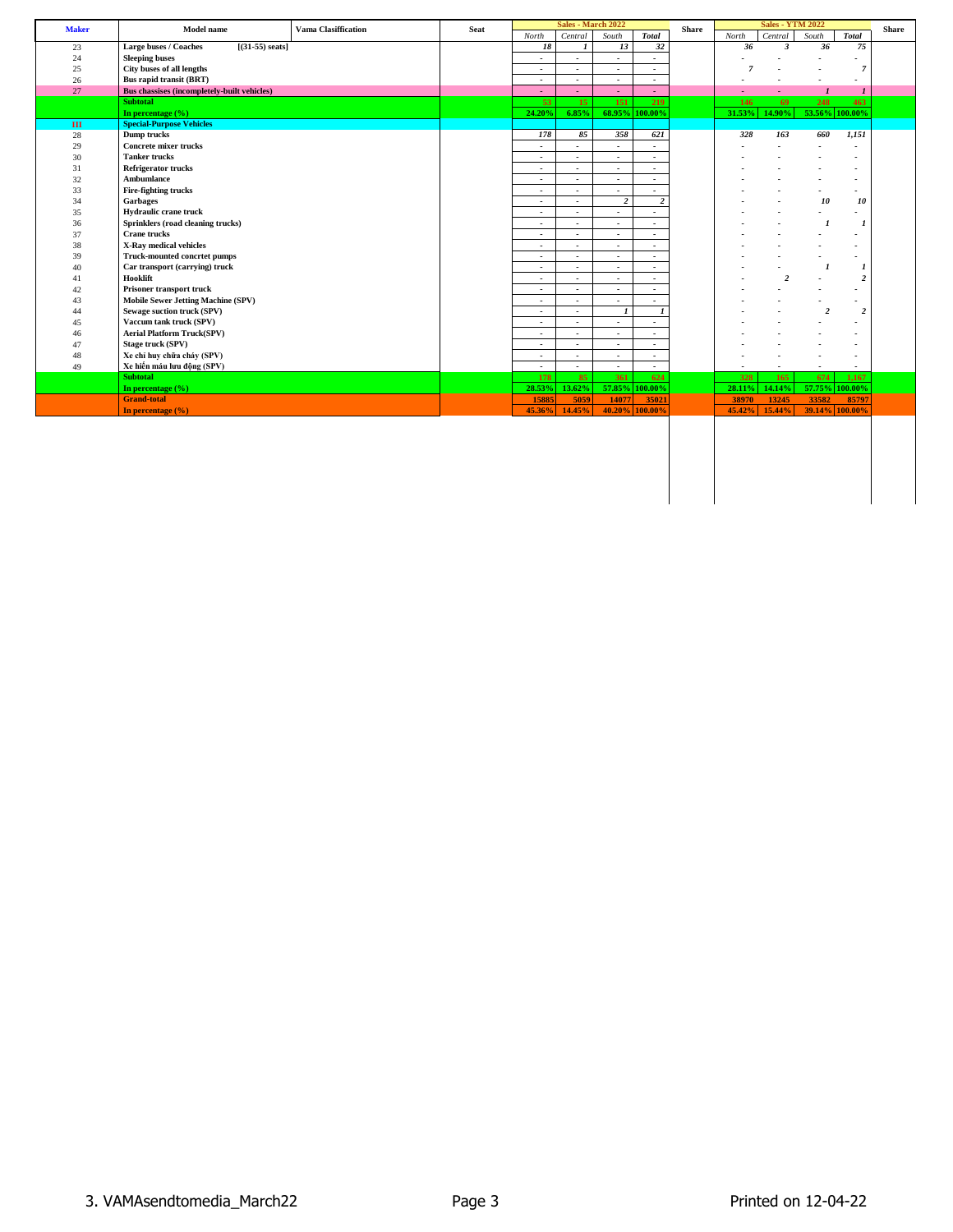| Maker | Model name | Vama Clasiffication | Seat | Sales - March 2022 | | | | Share | Sales - YTM 2022 | | | | Share |
|---|---|---|---|---|---|---|---|---|---|---|---|---|---|
| | | | | North | Central | South | Total | | North | Central | South | Total | |
| 23 | Large buses / Coaches [(31-55) seats] | | | 18 | 1 | 13 | 32 | | 36 | 3 | 36 | 75 | |
| 24 | Sleeping buses | | | - | - | - | - | | - | - | - | - | |
| 25 | City buses of all lengths | | | - | - | - | - | | 7 | - | - | 7 | |
| 26 | Bus rapid transit (BRT) | | | - | - | - | - | | - | - | - | - | |
| 27 | Bus chassises (incompletely-built vehicles) | | | - | - | - | - | | - | - | 1 | 1 | |
| | Subtotal | | | 53 | 15 | 151 | 219 | | 146 | 69 | 248 | 463 | |
| | In percentage (%) | | | 24.20% | 6.85% | 68.95% | 100.00% | | 31.53% | 14.90% | 53.56% | 100.00% | |
| III | Special-Purpose Vehicles | | | | | | | | | | | | |
| 28 | Dump trucks | | | 178 | 85 | 358 | 621 | | 328 | 163 | 660 | 1,151 | |
| 29 | Concrete mixer trucks | | | - | - | - | - | | - | - | - | - | |
| 30 | Tanker trucks | | | - | - | - | - | | - | - | - | - | |
| 31 | Refrigerator trucks | | | - | - | - | - | | - | - | - | - | |
| 32 | Ambumlance | | | - | - | - | - | | - | - | - | - | |
| 33 | Fire-fighting trucks | | | - | - | - | - | | - | - | - | - | |
| 34 | Garbages | | | - | - | 2 | 2 | | - | - | 10 | 10 | |
| 35 | Hydraulic crane truck | | | - | - | - | - | | - | - | - | - | |
| 36 | Sprinklers (road cleaning trucks) | | | - | - | - | - | | - | - | 1 | 1 | |
| 37 | Crane trucks | | | - | - | - | - | | - | - | - | - | |
| 38 | X-Ray medical vehicles | | | - | - | - | - | | - | - | - | - | |
| 39 | Truck-mounted concrtet pumps | | | - | - | - | - | | - | - | - | - | |
| 40 | Car transport (carrying) truck | | | - | - | - | - | | - | - | 1 | 1 | |
| 41 | Hooklift | | | - | - | - | - | | - | 2 | - | 2 | |
| 42 | Prisoner transport truck | | | - | - | - | - | | - | - | - | - | |
| 43 | Mobile Sewer Jetting Machine (SPV) | | | - | - | - | - | | - | - | - | - | |
| 44 | Sewage suction truck (SPV) | | | - | - | 1 | 1 | | - | - | 2 | 2 | |
| 45 | Vaccum tank truck (SPV) | | | - | - | - | - | | - | - | - | - | |
| 46 | Aerial Platform Truck(SPV) | | | - | - | - | - | | - | - | - | - | |
| 47 | Stage truck (SPV) | | | - | - | - | - | | - | - | - | - | |
| 48 | Xe chỉ huy chữa cháy (SPV) | | | - | - | - | - | | - | - | - | - | |
| 49 | Xe hiến máu lưu động (SPV) | | | - | - | - | - | | - | - | - | - | |
| | Subtotal | | | 178 | 85 | 361 | 624 | | 328 | 165 | 674 | 1,167 | |
| | In percentage (%) | | | 28.53% | 13.62% | 57.85% | 100.00% | | 28.11% | 14.14% | 57.75% | 100.00% | |
| | Grand-total | | | 15885 | 5059 | 14077 | 35021 | | 38970 | 13245 | 33582 | 85797 | |
| | In percentage (%) | | | 45.36% | 14.45% | 40.20% | 100.00% | | 45.42% | 15.44% | 39.14% | 100.00% | |

3. VAMAsendtomedia_March22 Printed on 12-04-22